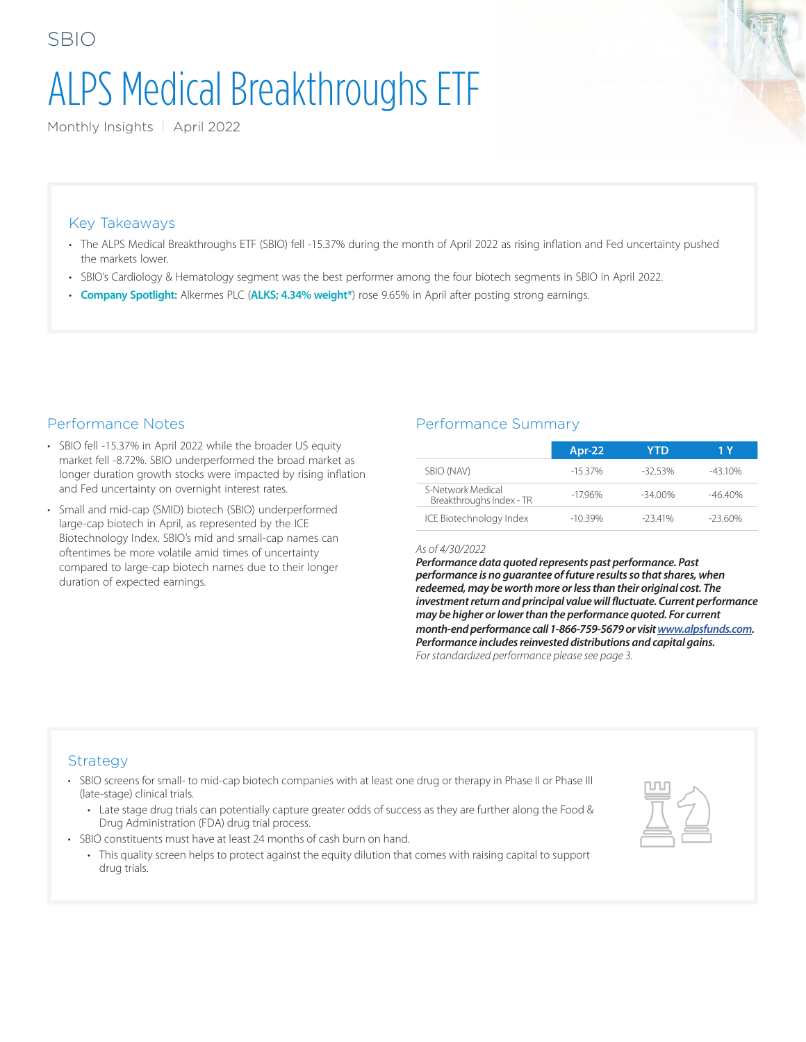SBIO

# ALPS Medical Breakthroughs ETF

Monthly Insights | April 2022

## Key Takeaways

- The ALPS Medical Breakthroughs ETF (SBIO) fell -15.37% during the month of April 2022 as rising inflation and Fed uncertainty pushed the markets lower.
- SBIO's Cardiology & Hematology segment was the best performer among the four biotech segments in SBIO in April 2022.
- **Company Spotlight:** Alkermes PLC (**ALKS; 4.34% weight***) rose 9.65% in April after posting strong earnings.

## Performance Notes

- SBIO fell -15.37% in April 2022 while the broader US equity market fell -8.72%. SBIO underperformed the broad market as longer duration growth stocks were impacted by rising inflation and Fed uncertainty on overnight interest rates.
- Small and mid-cap (SMID) biotech (SBIO) underperformed large-cap biotech in April, as represented by the ICE Biotechnology Index. SBIO's mid and small-cap names can oftentimes be more volatile amid times of uncertainty compared to large-cap biotech names due to their longer duration of expected earnings.

## Performance Summary

| | Apr-22 | YTD | 1 Y |
|---|---|---|---|
| SBIO (NAV) | -15.37% | -32.53% | -43.10% |
| S-Network Medical Breakthroughs Index - TR | -17.96% | -34.00% | -46.40% |
| ICE Biotechnology Index | -10.39% | -23.41% | -23.60% |

*As of 4/30/2022*

***Performance data quoted represents past performance. Past performance is no guarantee of future results so that shares, when redeemed, may be worth more or less than their original cost. The investment return and principal value will fluctuate. Current performance may be higher or lower than the performance quoted. For current month-end performance call 1-866-759-5679 or visit www.alpsfunds.com. Performance includes reinvested distributions and capital gains.***

*For standardized performance please see page 3.*

## Strategy

- SBIO screens for small- to mid-cap biotech companies with at least one drug or therapy in Phase II or Phase III (late-stage) clinical trials.
  - Late stage drug trials can potentially capture greater odds of success as they are further along the Food & Drug Administration (FDA) drug trial process.
- SBIO constituents must have at least 24 months of cash burn on hand.
  - This quality screen helps to protect against the equity dilution that comes with raising capital to support drug trials.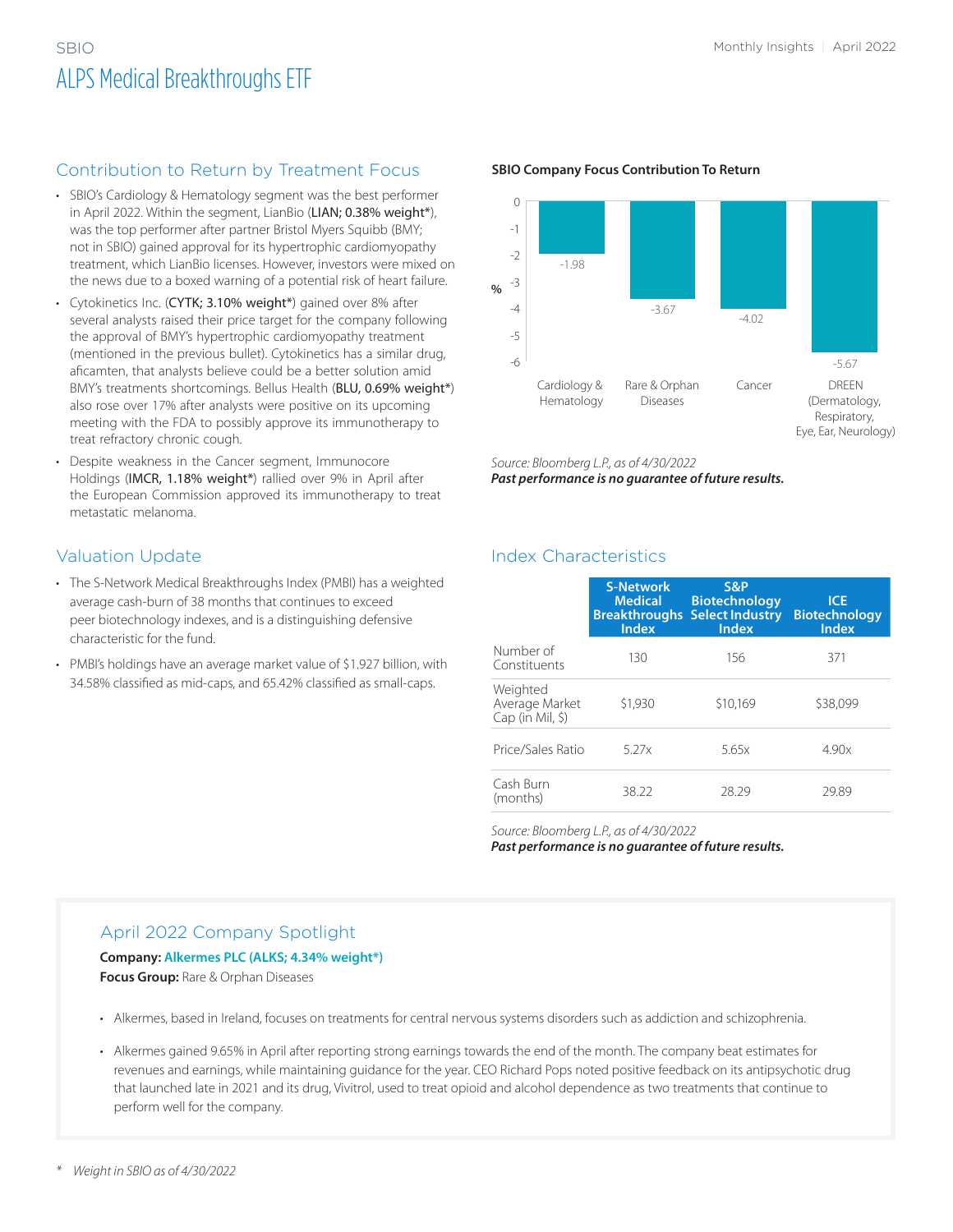SBIO

# ALPS Medical Breakthroughs ETF

## Contribution to Return by Treatment Focus

- SBIO's Cardiology & Hematology segment was the best performer in April 2022. Within the segment, LianBio (**LIAN; 0.38% weight***), was the top performer after partner Bristol Myers Squibb (BMY; not in SBIO) gained approval for its hypertrophic cardiomyopathy treatment, which LianBio licenses. However, investors were mixed on the news due to a boxed warning of a potential risk of heart failure.
- Cytokinetics Inc. (**CYTK; 3.10% weight***) gained over 8% after several analysts raised their price target for the company following the approval of BMY's hypertrophic cardiomyopathy treatment (mentioned in the previous bullet). Cytokinetics has a similar drug, aficamten, that analysts believe could be a better solution amid BMY's treatments shortcomings. Bellus Health (**BLU, 0.69% weight***) also rose over 17% after analysts were positive on its upcoming meeting with the FDA to possibly approve its immunotherapy to treat refractory chronic cough.
- Despite weakness in the Cancer segment, Immunocore Holdings (**IMCR, 1.18% weight***) rallied over 9% in April after the European Commission approved its immunotherapy to treat metastatic melanoma.

**SBIO Company Focus Contribution To Return**

| Treatment Focus | Contribution (%) |
| --- | --- |
| Cardiology & Hematology | -1.98 |
| Rare & Orphan Diseases | -3.67 |
| Cancer | -4.02 |
| DREEN (Dermatology, Respiratory, Eye, Ear, Neurology) | -5.67 |

*Source: Bloomberg L.P., as of 4/30/2022*
***Past performance is no guarantee of future results.***

## Valuation Update

- The S-Network Medical Breakthroughs Index (PMBI) has a weighted average cash-burn of 38 months that continues to exceed peer biotechnology indexes, and is a distinguishing defensive characteristic for the fund.
- PMBI's holdings have an average market value of $1.927 billion, with 34.58% classified as mid-caps, and 65.42% classified as small-caps.

## Index Characteristics

| | S-Network Medical Breakthroughs Index | S&P Biotechnology Select Industry Index | ICE Biotechnology Index |
| --- | --- | --- | --- |
| Number of Constituents | 130 | 156 | 371 |
| Weighted Average Market Cap (in Mil, $) | $1,930 | $10,169 | $38,099 |
| Price/Sales Ratio | 5.27x | 5.65x | 4.90x |
| Cash Burn (months) | 38.22 | 28.29 | 29.89 |

*Source: Bloomberg L.P., as of 4/30/2022*
***Past performance is no guarantee of future results.***

## April 2022 Company Spotlight

**Company: Alkermes PLC (ALKS; 4.34% weight*)**
**Focus Group:** Rare & Orphan Diseases

- Alkermes, based in Ireland, focuses on treatments for central nervous systems disorders such as addiction and schizophrenia.
- Alkermes gained 9.65% in April after reporting strong earnings towards the end of the month. The company beat estimates for revenues and earnings, while maintaining guidance for the year. CEO Richard Pops noted positive feedback on its antipsychotic drug that launched late in 2021 and its drug, Vivitrol, used to treat opioid and alcohol dependence as two treatments that continue to perform well for the company.

\* *Weight in SBIO as of 4/30/2022*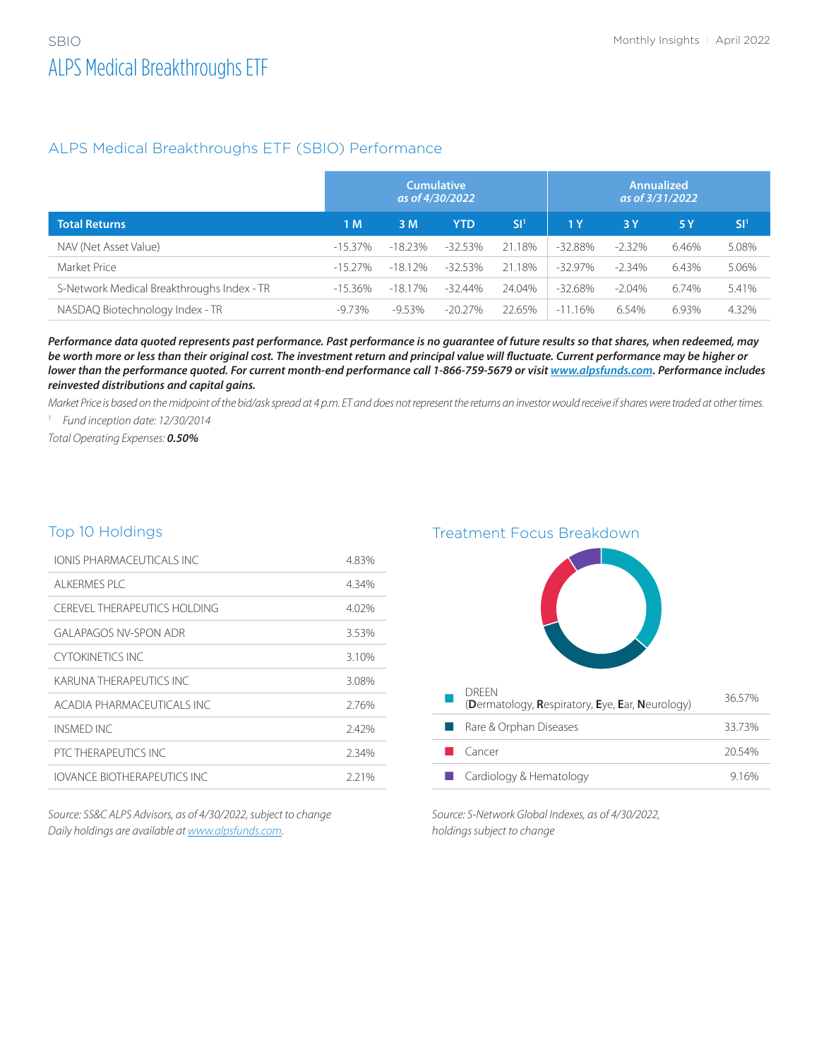SBIO

# ALPS Medical Breakthroughs ETF

## ALPS Medical Breakthroughs ETF (SBIO) Performance

| | Cumulative as of 4/30/2022 | | | | Annualized as of 3/31/2022 | | | |
|---|---|---|---|---|---|---|---|---|
| **Total Returns** | **1 M** | **3 M** | **YTD** | **SI[1]** | **1 Y** | **3 Y** | **5 Y** | **SI[1]** |
| NAV (Net Asset Value) | -15.37% | -18.23% | -32.53% | 21.18% | -32.88% | -2.32% | 6.46% | 5.08% |
| Market Price | -15.27% | -18.12% | -32.53% | 21.18% | -32.97% | -2.34% | 6.43% | 5.06% |
| S-Network Medical Breakthroughs Index - TR | -15.36% | -18.17% | -32.44% | 24.04% | -32.68% | -2.04% | 6.74% | 5.41% |
| NASDAQ Biotechnology Index - TR | -9.73% | -9.53% | -20.27% | 22.65% | -11.16% | 6.54% | 6.93% | 4.32% |

***Performance data quoted represents past performance. Past performance is no guarantee of future results so that shares, when redeemed, may be worth more or less than their original cost. The investment return and principal value will fluctuate. Current performance may be higher or lower than the performance quoted. For current month-end performance call 1-866-759-5679 or visit www.alpsfunds.com. Performance includes reinvested distributions and capital gains.***

*Market Price is based on the midpoint of the bid/ask spread at 4 p.m. ET and does not represent the returns an investor would receive if shares were traded at other times.*

[1] *Fund inception date: 12/30/2014*

*Total Operating Expenses:* ***0.50%***

## Top 10 Holdings

| Holding | Weight |
|---|---|
| IONIS PHARMACEUTICALS INC | 4.83% |
| ALKERMES PLC | 4.34% |
| CEREVEL THERAPEUTICS HOLDING | 4.02% |
| GALAPAGOS NV-SPON ADR | 3.53% |
| CYTOKINETICS INC | 3.10% |
| KARUNA THERAPEUTICS INC | 3.08% |
| ACADIA PHARMACEUTICALS INC | 2.76% |
| INSMED INC | 2.42% |
| PTC THERAPEUTICS INC | 2.34% |
| IOVANCE BIOTHERAPEUTICS INC | 2.21% |

*Source: SS&C ALPS Advisors, as of 4/30/2022, subject to change*
*Daily holdings are available at www.alpsfunds.com.*

## Treatment Focus Breakdown

| Treatment Focus | Weight |
|---|---|
| DREEN (**D**ermatology, **R**espiratory, **E**ye, **E**ar, **N**eurology) | 36.57% |
| Rare & Orphan Diseases | 33.73% |
| Cancer | 20.54% |
| Cardiology & Hematology | 9.16% |

*Source: S-Network Global Indexes, as of 4/30/2022, holdings subject to change*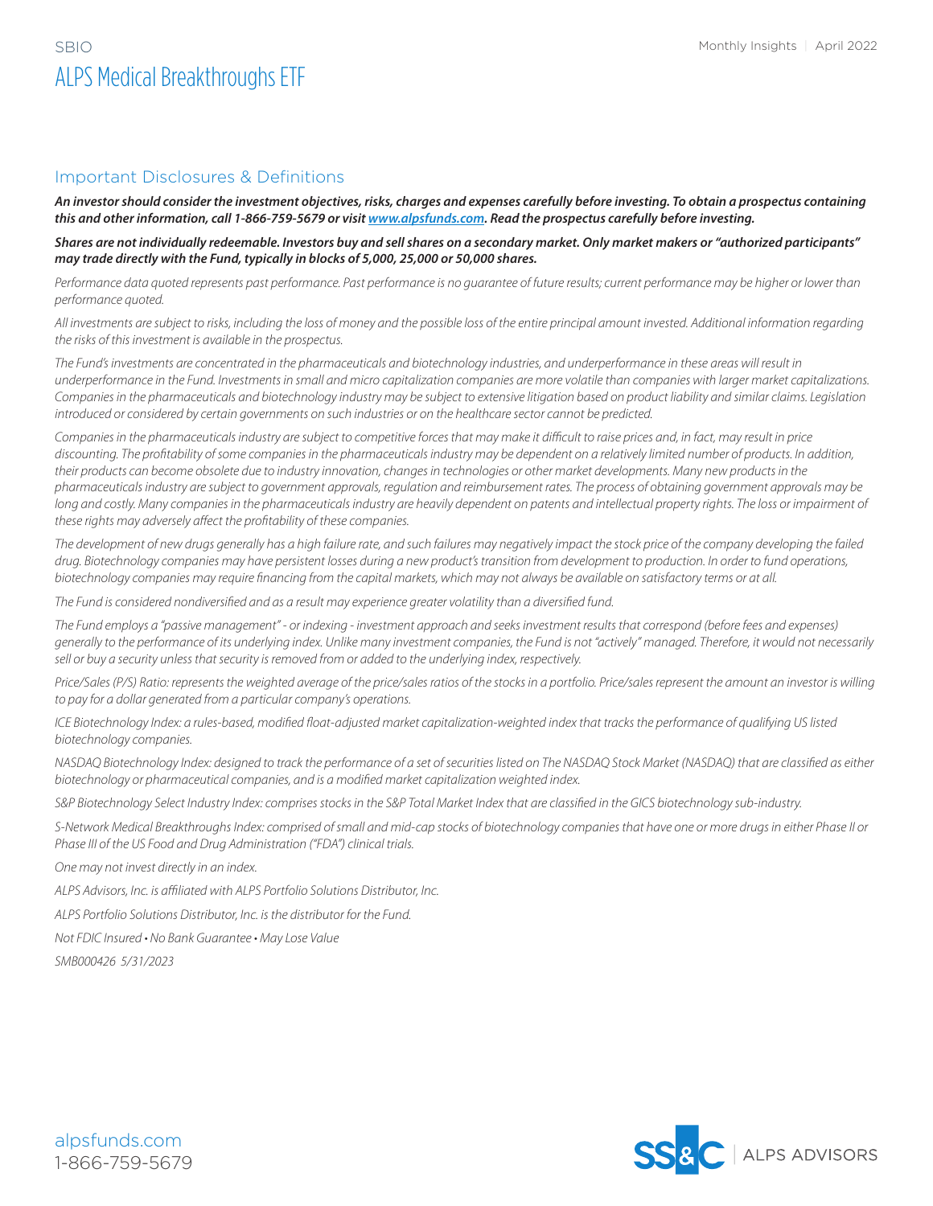## Important Disclosures & Definitions

***An investor should consider the investment objectives, risks, charges and expenses carefully before investing. To obtain a prospectus containing this and other information, call 1-866-759-5679 or visit [www.alpsfunds.com](www.alpsfunds.com). Read the prospectus carefully before investing.***

***Shares are not individually redeemable. Investors buy and sell shares on a secondary market. Only market makers or "authorized participants" may trade directly with the Fund, typically in blocks of 5,000, 25,000 or 50,000 shares.***

*Performance data quoted represents past performance. Past performance is no guarantee of future results; current performance may be higher or lower than performance quoted.*

*All investments are subject to risks, including the loss of money and the possible loss of the entire principal amount invested. Additional information regarding the risks of this investment is available in the prospectus.*

*The Fund's investments are concentrated in the pharmaceuticals and biotechnology industries, and underperformance in these areas will result in underperformance in the Fund. Investments in small and micro capitalization companies are more volatile than companies with larger market capitalizations. Companies in the pharmaceuticals and biotechnology industry may be subject to extensive litigation based on product liability and similar claims. Legislation introduced or considered by certain governments on such industries or on the healthcare sector cannot be predicted.*

*Companies in the pharmaceuticals industry are subject to competitive forces that may make it difficult to raise prices and, in fact, may result in price discounting. The profitability of some companies in the pharmaceuticals industry may be dependent on a relatively limited number of products. In addition, their products can become obsolete due to industry innovation, changes in technologies or other market developments. Many new products in the pharmaceuticals industry are subject to government approvals, regulation and reimbursement rates. The process of obtaining government approvals may be long and costly. Many companies in the pharmaceuticals industry are heavily dependent on patents and intellectual property rights. The loss or impairment of these rights may adversely affect the profitability of these companies.*

*The development of new drugs generally has a high failure rate, and such failures may negatively impact the stock price of the company developing the failed drug. Biotechnology companies may have persistent losses during a new product's transition from development to production. In order to fund operations, biotechnology companies may require financing from the capital markets, which may not always be available on satisfactory terms or at all.*

*The Fund is considered nondiversified and as a result may experience greater volatility than a diversified fund.*

*The Fund employs a "passive management" - or indexing - investment approach and seeks investment results that correspond (before fees and expenses) generally to the performance of its underlying index. Unlike many investment companies, the Fund is not "actively" managed. Therefore, it would not necessarily sell or buy a security unless that security is removed from or added to the underlying index, respectively.*

*Price/Sales (P/S) Ratio: represents the weighted average of the price/sales ratios of the stocks in a portfolio. Price/sales represent the amount an investor is willing to pay for a dollar generated from a particular company's operations.*

*ICE Biotechnology Index: a rules-based, modified float-adjusted market capitalization-weighted index that tracks the performance of qualifying US listed biotechnology companies.*

*NASDAQ Biotechnology Index: designed to track the performance of a set of securities listed on The NASDAQ Stock Market (NASDAQ) that are classified as either biotechnology or pharmaceutical companies, and is a modified market capitalization weighted index.*

*S&P Biotechnology Select Industry Index: comprises stocks in the S&P Total Market Index that are classified in the GICS biotechnology sub-industry.*

*S-Network Medical Breakthroughs Index: comprised of small and mid-cap stocks of biotechnology companies that have one or more drugs in either Phase II or Phase III of the US Food and Drug Administration ("FDA") clinical trials.*

*One may not invest directly in an index.*

*ALPS Advisors, Inc. is affiliated with ALPS Portfolio Solutions Distributor, Inc.*

*ALPS Portfolio Solutions Distributor, Inc. is the distributor for the Fund.*

*Not FDIC Insured • No Bank Guarantee • May Lose Value*

*SMB000426 5/31/2023*

alpsfunds.com
1-866-759-5679

SS&C | ALPS ADVISORS